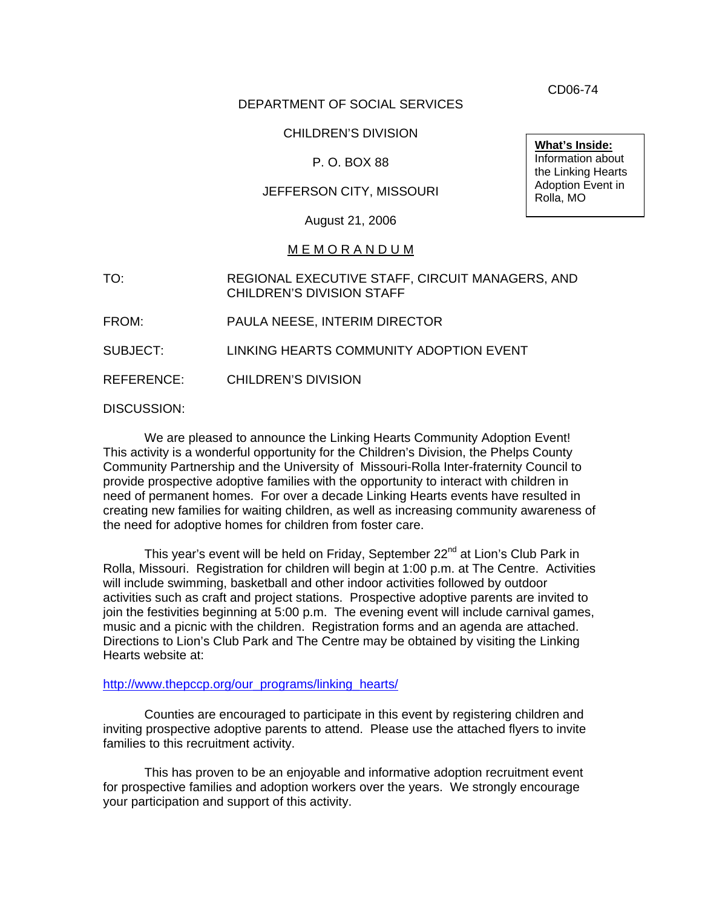CD06-74

DEPARTMENT OF SOCIAL SERVICES

CHILDREN'S DIVISION

P. O. BOX 88

JEFFERSON CITY, MISSOURI

August 21, 2006

> **What's Inside:**
> Information about the Linking Hearts Adoption Event in Rolla, MO

M E M O R A N D U M

TO: REGIONAL EXECUTIVE STAFF, CIRCUIT MANAGERS, AND CHILDREN'S DIVISION STAFF

FROM: PAULA NEESE, INTERIM DIRECTOR

SUBJECT: LINKING HEARTS COMMUNITY ADOPTION EVENT

REFERENCE: CHILDREN'S DIVISION

DISCUSSION:

We are pleased to announce the Linking Hearts Community Adoption Event! This activity is a wonderful opportunity for the Children's Division, the Phelps County Community Partnership and the University of Missouri-Rolla Inter-fraternity Council to provide prospective adoptive families with the opportunity to interact with children in need of permanent homes. For over a decade Linking Hearts events have resulted in creating new families for waiting children, as well as increasing community awareness of the need for adoptive homes for children from foster care.

This year's event will be held on Friday, September 22nd at Lion's Club Park in Rolla, Missouri. Registration for children will begin at 1:00 p.m. at The Centre. Activities will include swimming, basketball and other indoor activities followed by outdoor activities such as craft and project stations. Prospective adoptive parents are invited to join the festivities beginning at 5:00 p.m. The evening event will include carnival games, music and a picnic with the children. Registration forms and an agenda are attached. Directions to Lion's Club Park and The Centre may be obtained by visiting the Linking Hearts website at:

http://www.thepccp.org/our_programs/linking_hearts/

Counties are encouraged to participate in this event by registering children and inviting prospective adoptive parents to attend. Please use the attached flyers to invite families to this recruitment activity.

This has proven to be an enjoyable and informative adoption recruitment event for prospective families and adoption workers over the years. We strongly encourage your participation and support of this activity.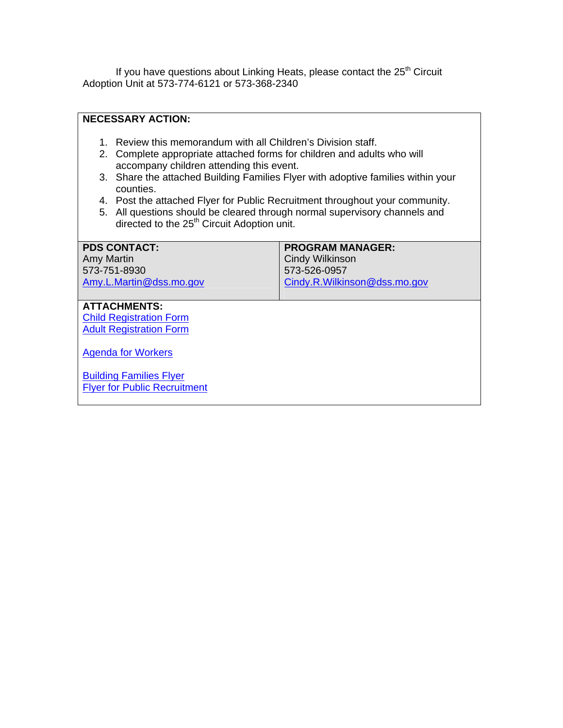If you have questions about Linking Heats, please contact the 25th Circuit Adoption Unit at 573-774-6121 or 573-368-2340

**NECESSARY ACTION:**

1. Review this memorandum with all Children's Division staff.
2. Complete appropriate attached forms for children and adults who will accompany children attending this event.
3. Share the attached Building Families Flyer with adoptive families within your counties.
4. Post the attached Flyer for Public Recruitment throughout your community.
5. All questions should be cleared through normal supervisory channels and directed to the 25th Circuit Adoption unit.

| **PDS CONTACT:** | **PROGRAM MANAGER:** |
|---|---|
| Amy Martin<br>573-751-8930<br>Amy.L.Martin@dss.mo.gov | Cindy Wilkinson<br>573-526-0957<br>Cindy.R.Wilkinson@dss.mo.gov |

**ATTACHMENTS:**

Child Registration Form
Adult Registration Form

Agenda for Workers

Building Families Flyer
Flyer for Public Recruitment